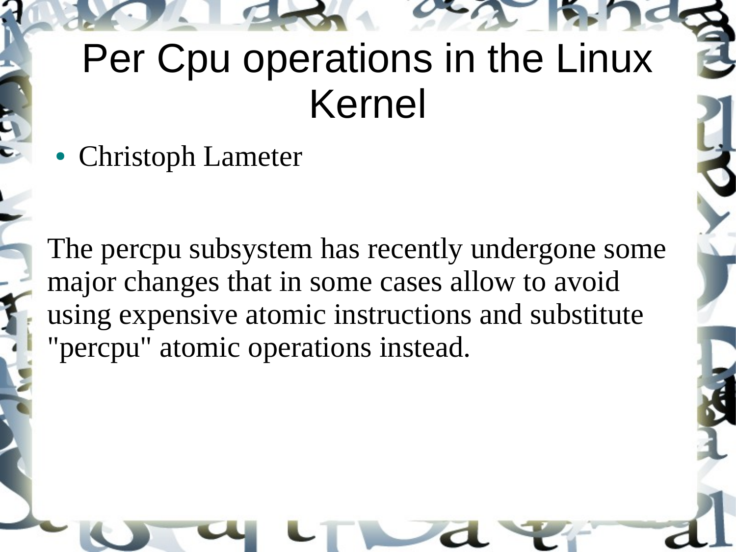# Per Cpu operations in the Linux Kernel

- Christoph Lameter

The percpu subsystem has recently undergone some major changes that in some cases allow to avoid using expensive atomic instructions and substitute "percpu" atomic operations instead.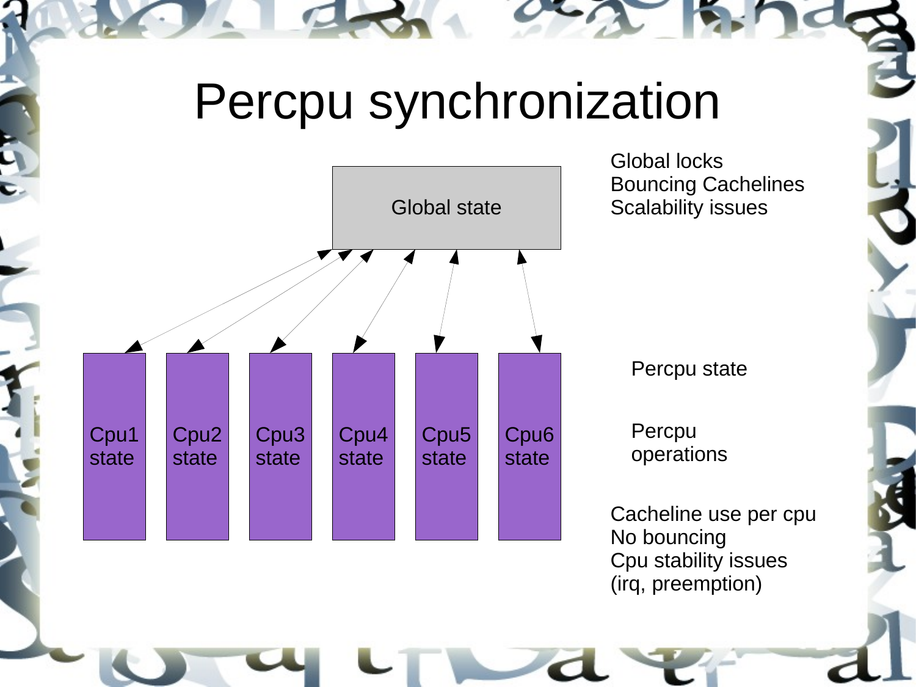# Percpu synchronization

Global state

Cpu1 state | Cpu2 state | Cpu3 state | Cpu4 state | Cpu5 state | Cpu6 state

Global locks
Bouncing Cachelines
Scalability issues

Percpu state

Percpu operations

Cacheline use per cpu
No bouncing
Cpu stability issues (irq, preemption)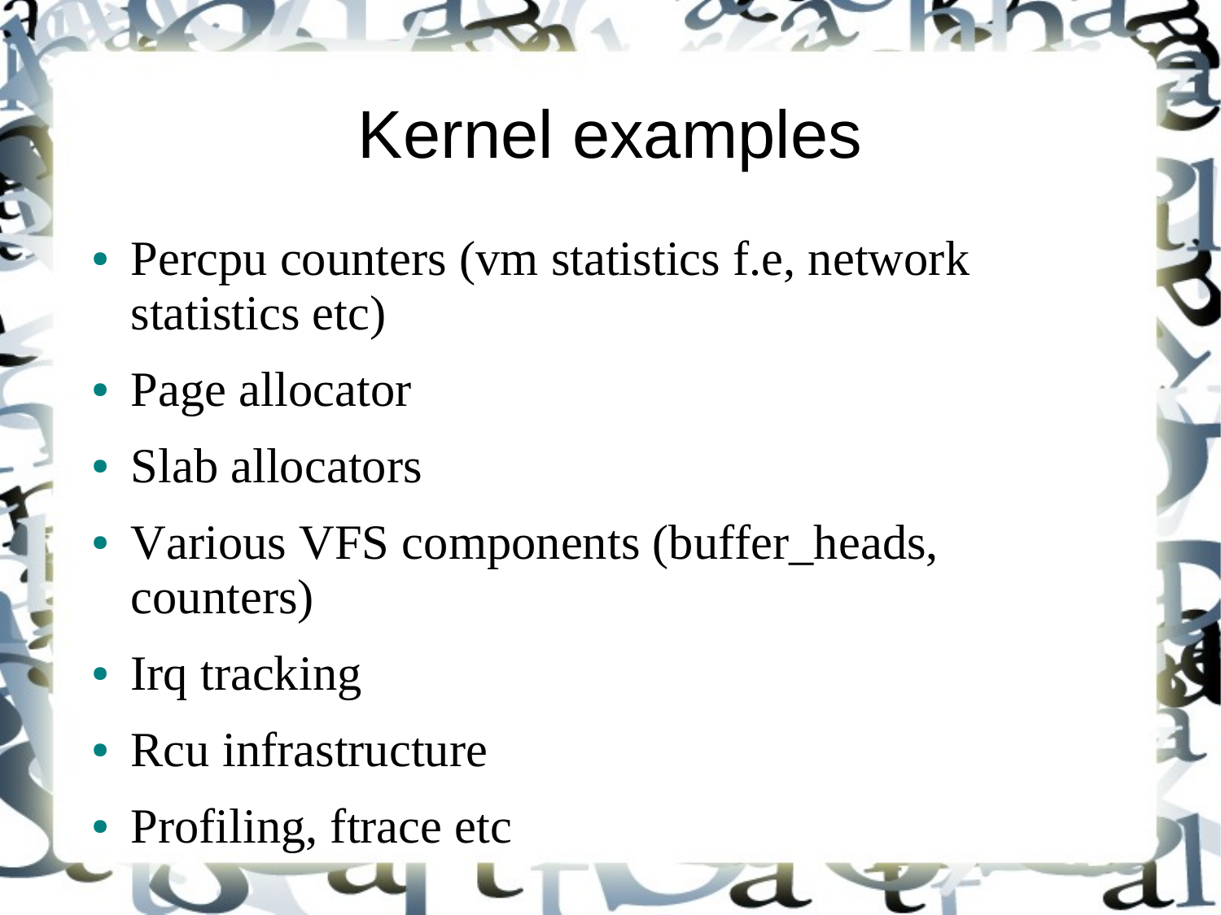# Kernel examples

- Percpu counters (vm statistics f.e, network statistics etc)
- Page allocator
- Slab allocators
- Various VFS components (buffer_heads, counters)
- Irq tracking
- Rcu infrastructure
- Profiling, ftrace etc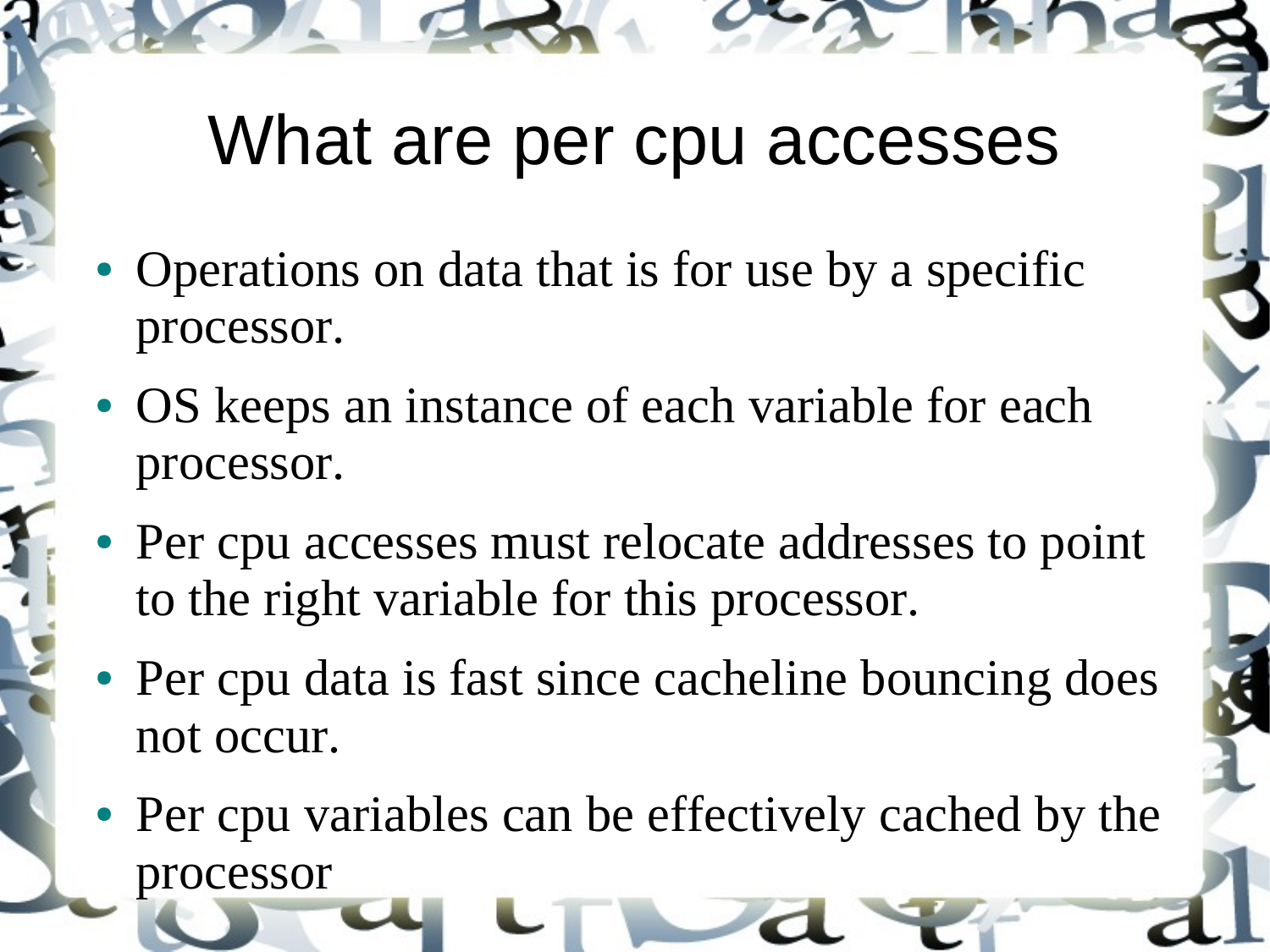# What are per cpu accesses

- Operations on data that is for use by a specific processor.
- OS keeps an instance of each variable for each processor.
- Per cpu accesses must relocate addresses to point to the right variable for this processor.
- Per cpu data is fast since cacheline bouncing does not occur.
- Per cpu variables can be effectively cached by the processor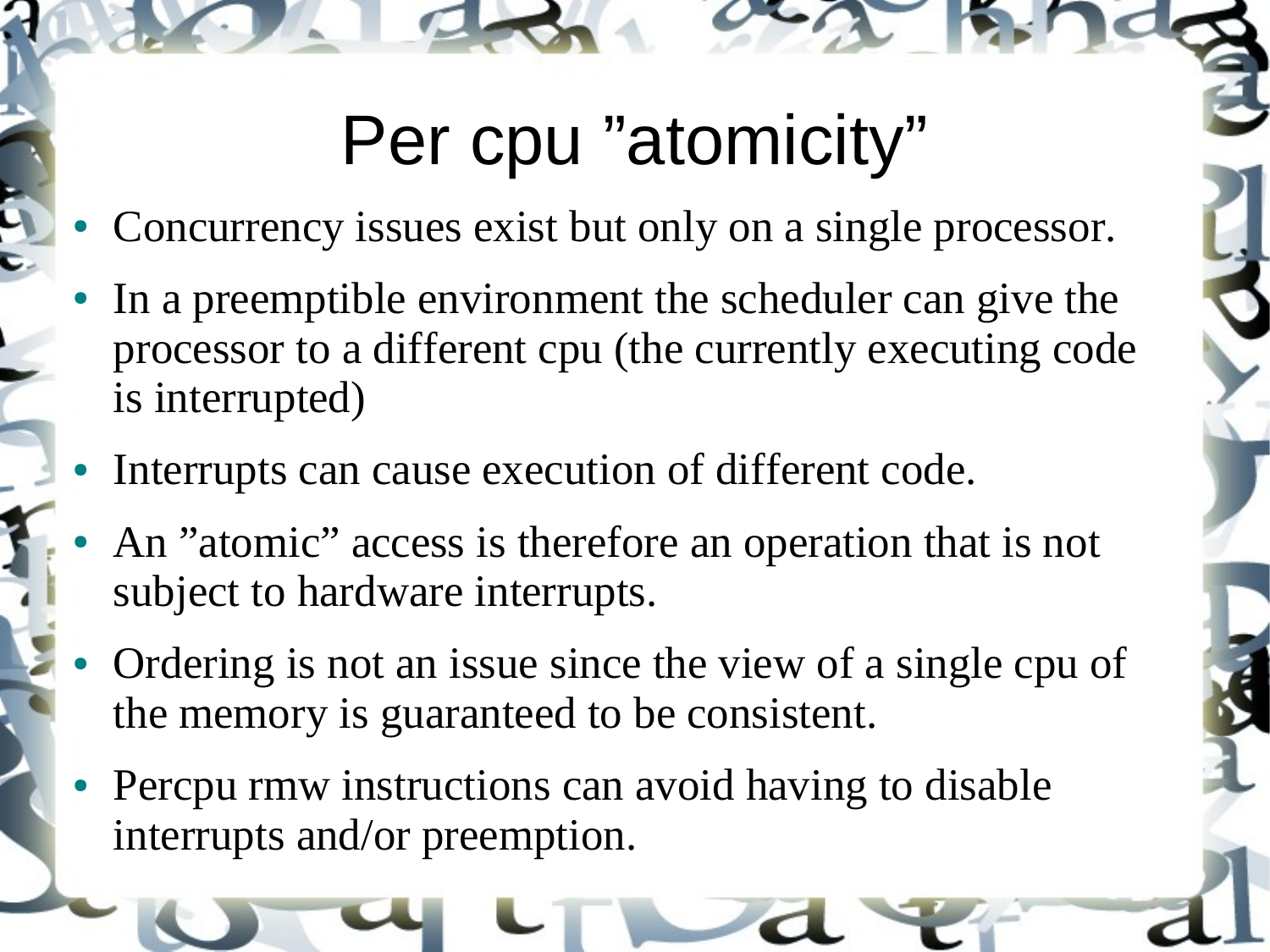# Per cpu ”atomicity”

- Concurrency issues exist but only on a single processor.
- In a preemptible environment the scheduler can give the processor to a different cpu (the currently executing code is interrupted)
- Interrupts can cause execution of different code.
- An ”atomic” access is therefore an operation that is not subject to hardware interrupts.
- Ordering is not an issue since the view of a single cpu of the memory is guaranteed to be consistent.
- Percpu rmw instructions can avoid having to disable interrupts and/or preemption.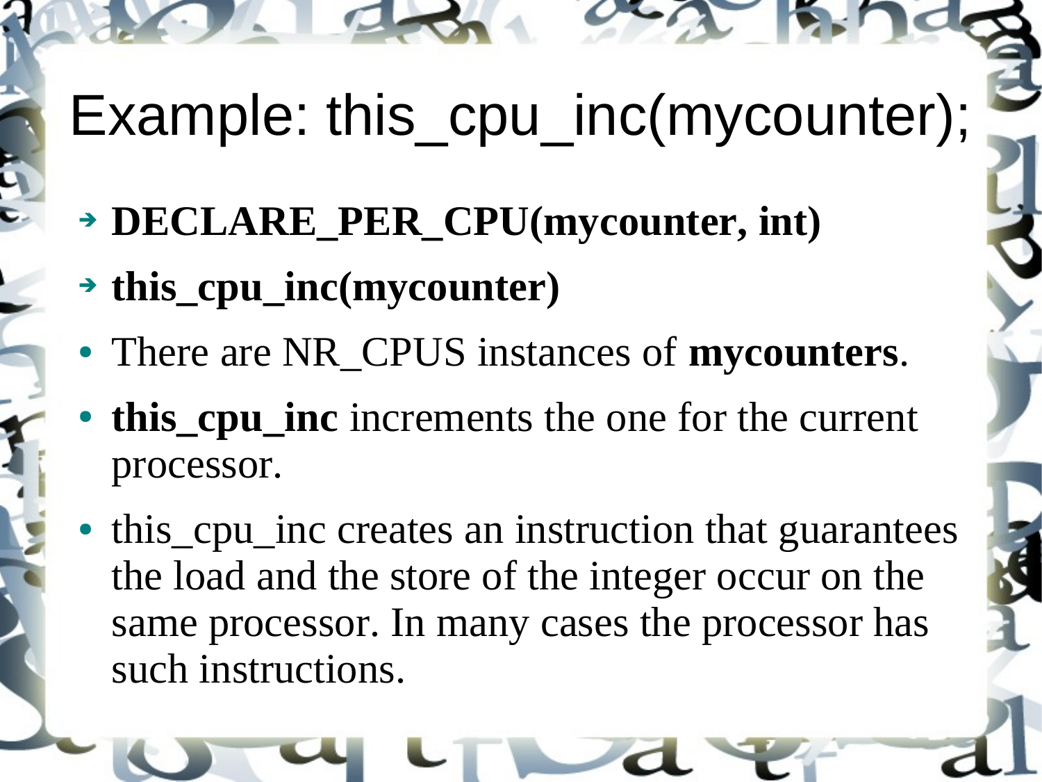# Example: this_cpu_inc(mycounter);

- **DECLARE_PER_CPU(mycounter, int)**
- **this_cpu_inc(mycounter)**
- There are NR_CPUS instances of **mycounters**.
- **this_cpu_inc** increments the one for the current processor.
- this_cpu_inc creates an instruction that guarantees the load and the store of the integer occur on the same processor. In many cases the processor has such instructions.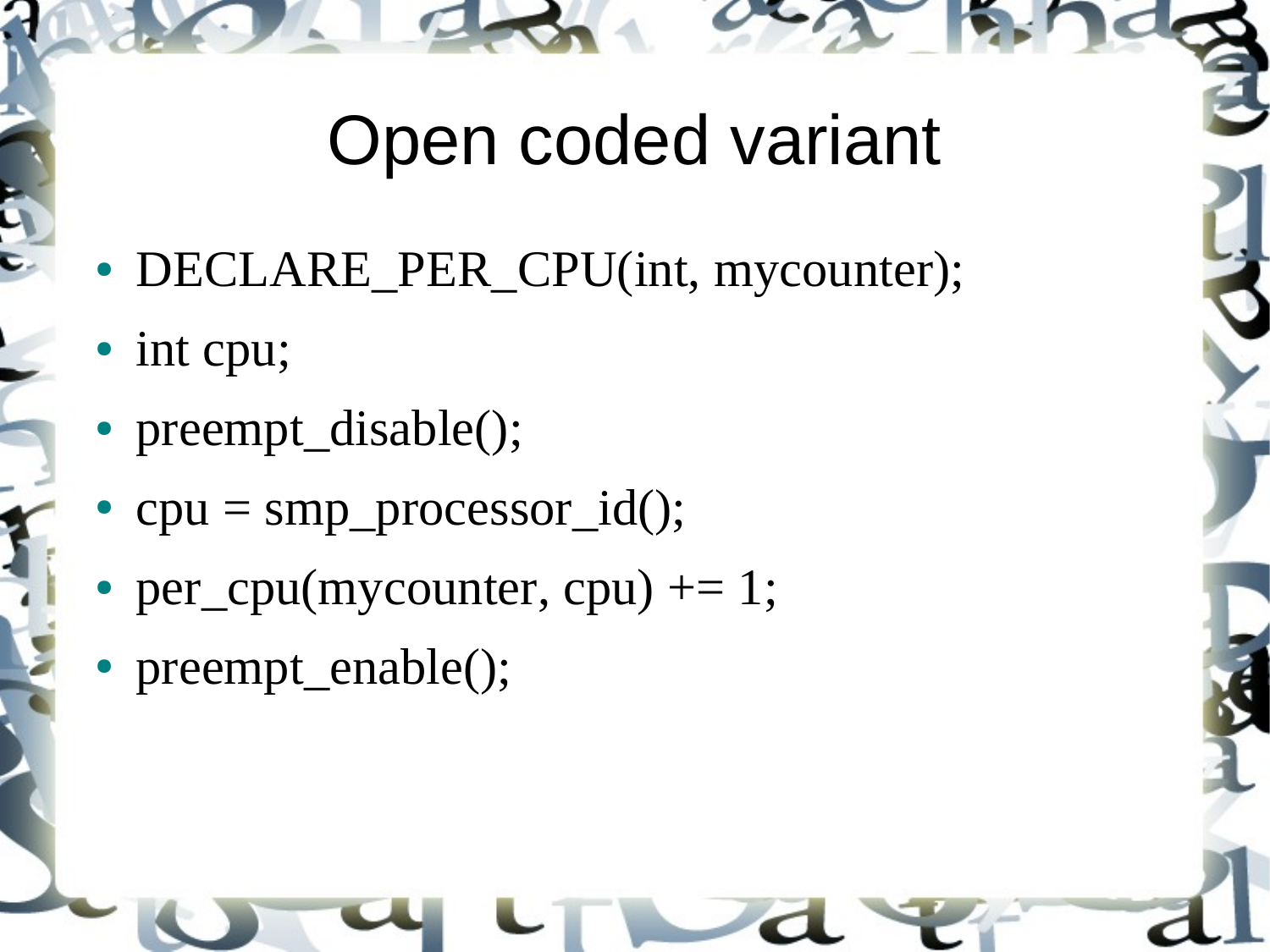# Open coded variant

- DECLARE_PER_CPU(int, mycounter);
- int cpu;
- preempt_disable();
- cpu = smp_processor_id();
- per_cpu(mycounter, cpu) += 1;
- preempt_enable();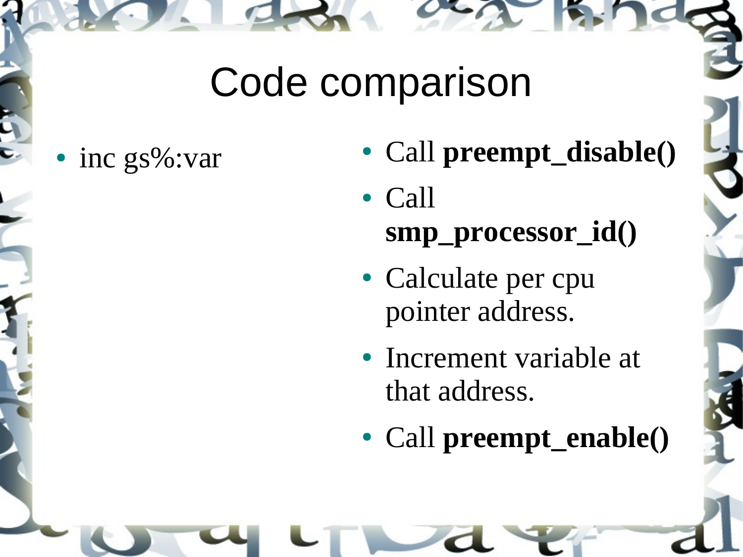# Code comparison

- inc gs%:var

- Call **preempt_disable()**
- Call **smp_processor_id()**
- Calculate per cpu pointer address.
- Increment variable at that address.
- Call **preempt_enable()**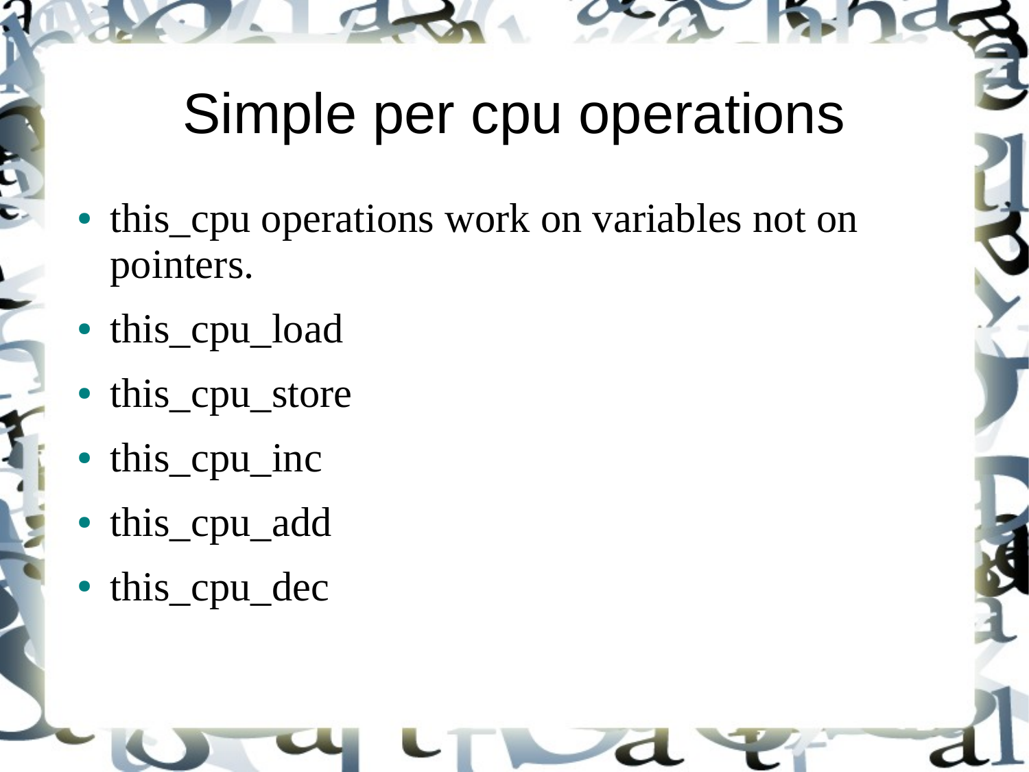# Simple per cpu operations

- this_cpu operations work on variables not on pointers.
- this_cpu_load
- this_cpu_store
- this_cpu_inc
- this_cpu_add
- this_cpu_dec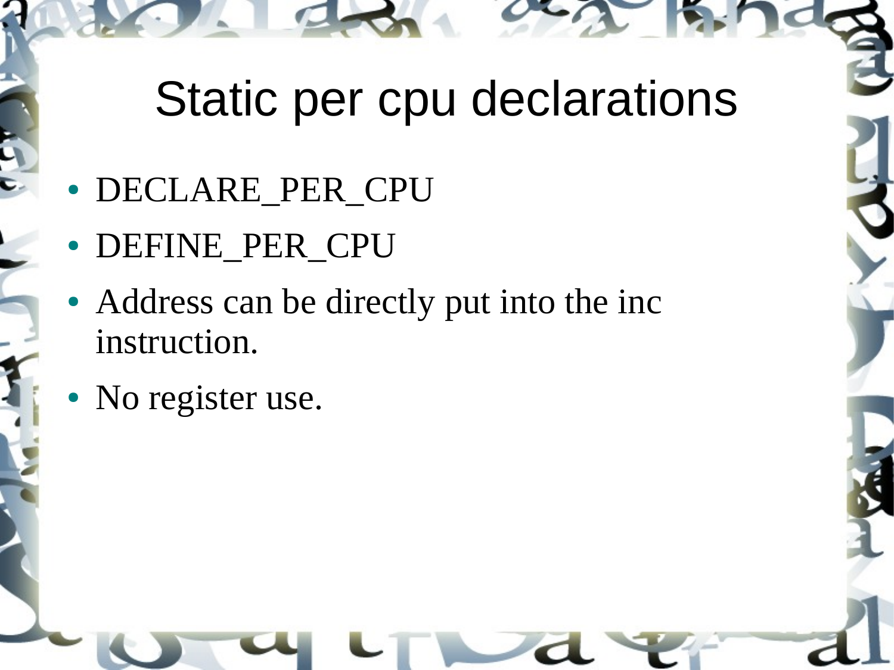# Static per cpu declarations

- DECLARE_PER_CPU
- DEFINE_PER_CPU
- Address can be directly put into the inc instruction.
- No register use.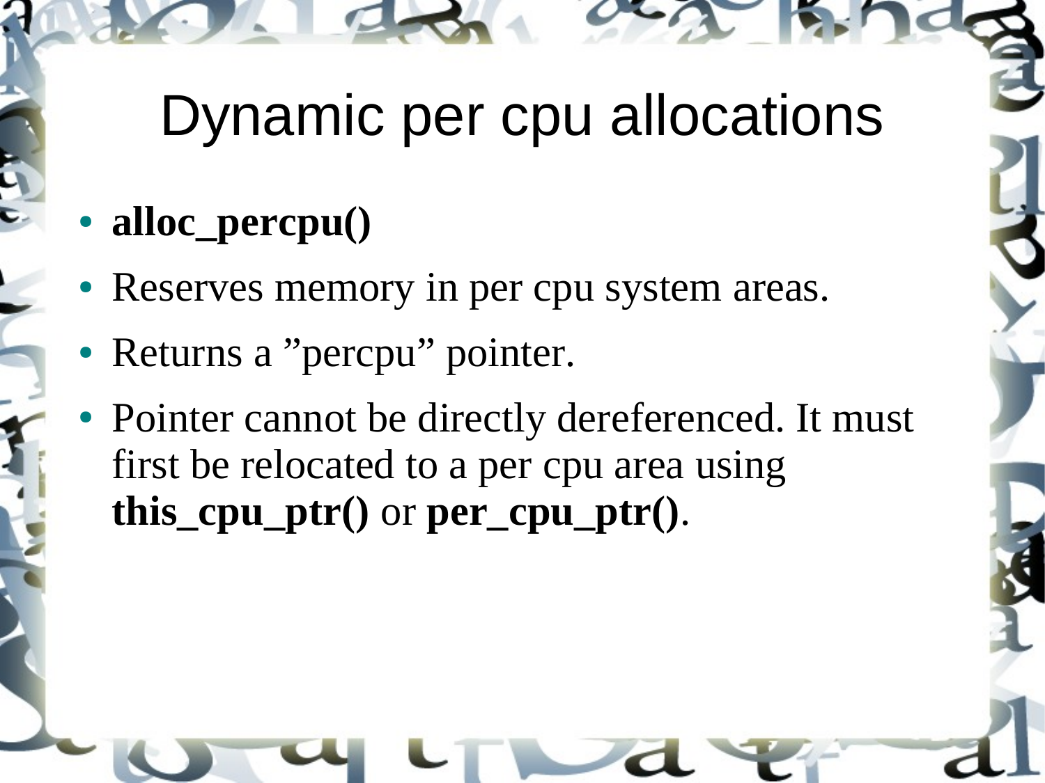# Dynamic per cpu allocations

- **alloc_percpu()**
- Reserves memory in per cpu system areas.
- Returns a ”percpu” pointer.
- Pointer cannot be directly dereferenced. It must first be relocated to a per cpu area using **this_cpu_ptr()** or **per_cpu_ptr()**.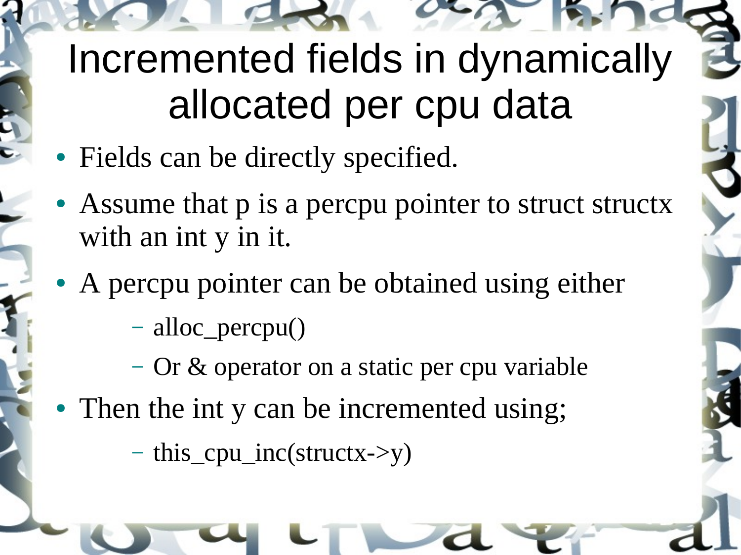# Incremented fields in dynamically allocated per cpu data

- Fields can be directly specified.
- Assume that p is a percpu pointer to struct structx with an int y in it.
- A percpu pointer can be obtained using either
  - alloc_percpu()
  - Or & operator on a static per cpu variable
- Then the int y can be incremented using;
  - this_cpu_inc(structx->y)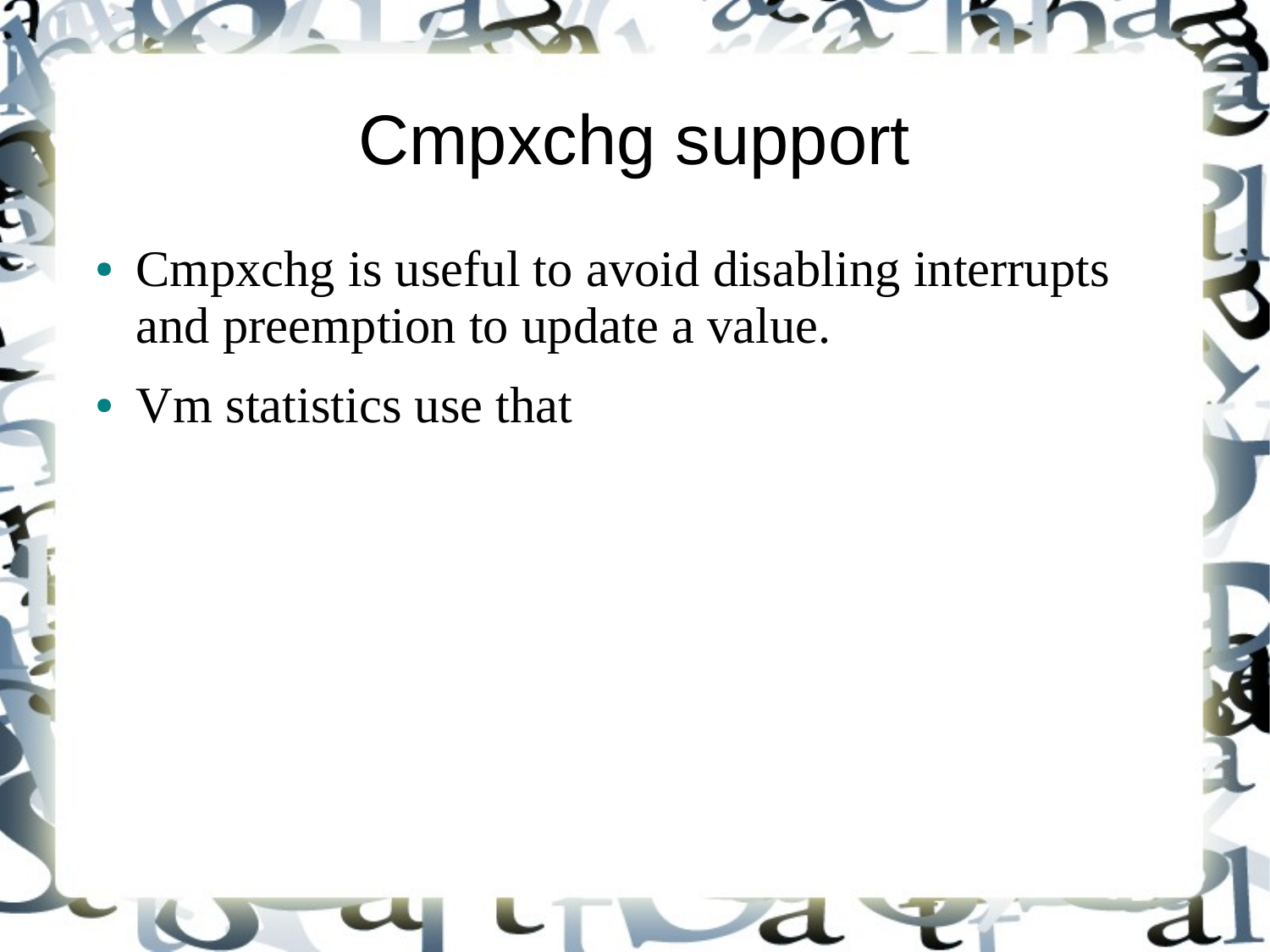# Cmpxchg support

- Cmpxchg is useful to avoid disabling interrupts and preemption to update a value.
- Vm statistics use that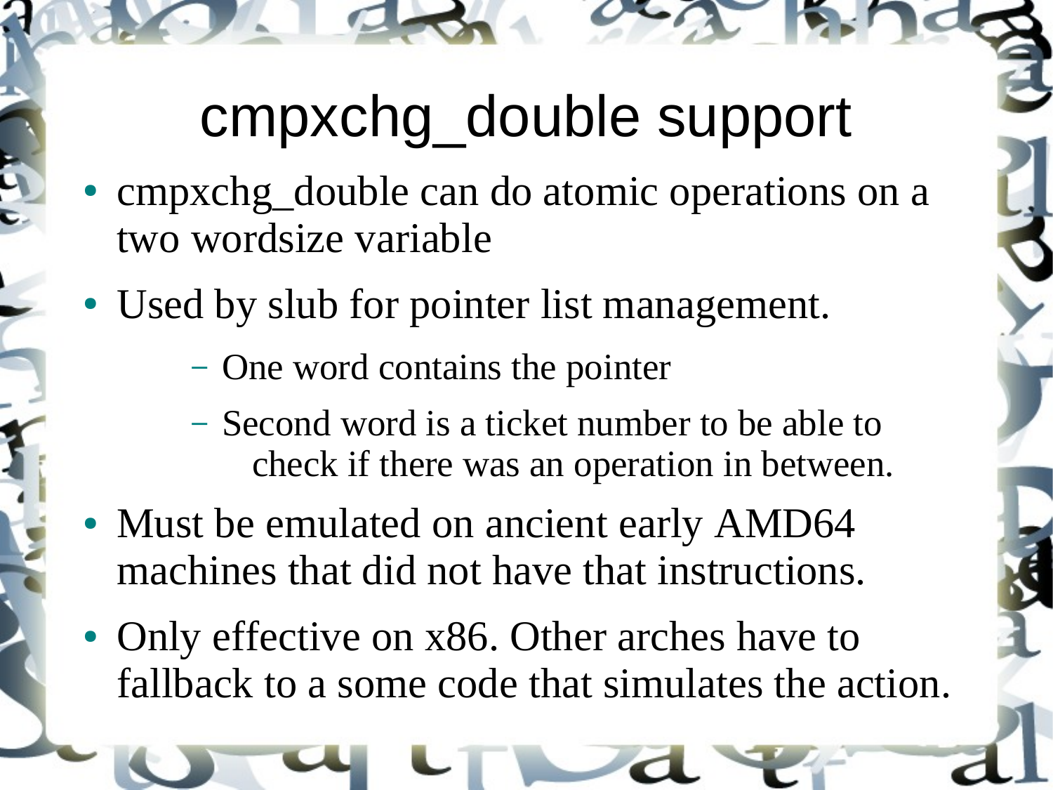# cmpxchg_double support

- cmpxchg_double can do atomic operations on a two wordsize variable
- Used by slub for pointer list management.
  - One word contains the pointer
  - Second word is a ticket number to be able to check if there was an operation in between.
- Must be emulated on ancient early AMD64 machines that did not have that instructions.
- Only effective on x86. Other arches have to fallback to a some code that simulates the action.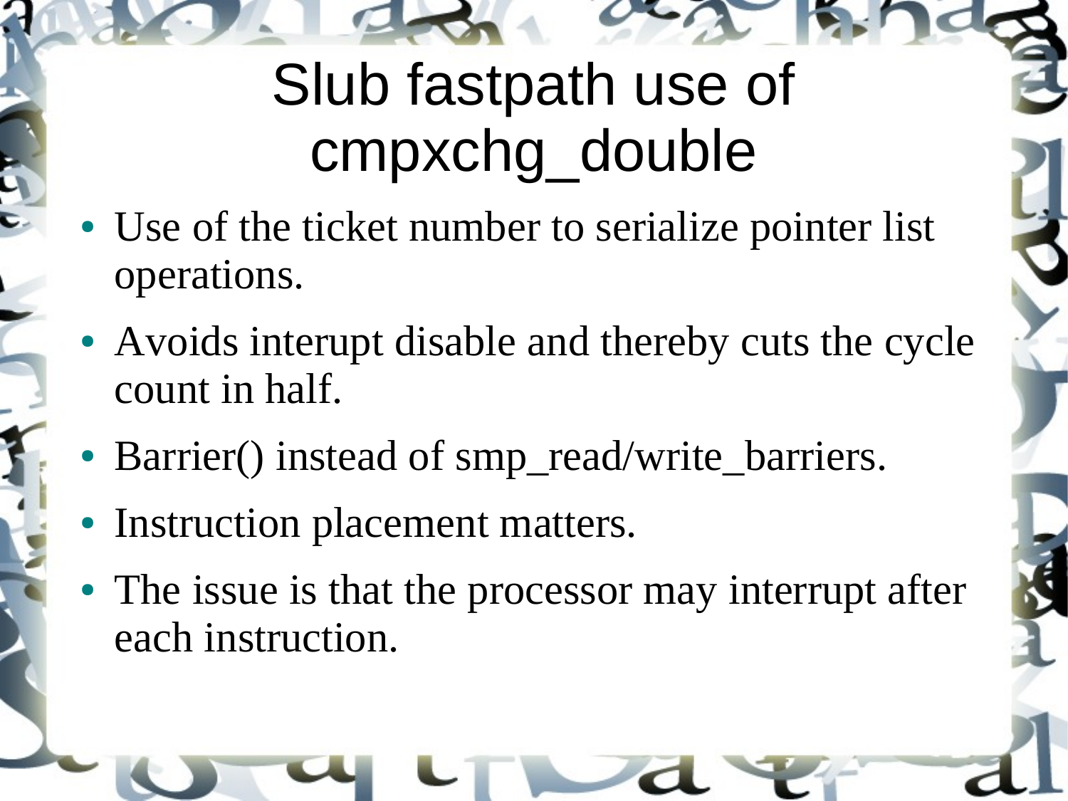# Slub fastpath use of cmpxchg_double

- Use of the ticket number to serialize pointer list operations.
- Avoids interupt disable and thereby cuts the cycle count in half.
- Barrier() instead of smp_read/write_barriers.
- Instruction placement matters.
- The issue is that the processor may interrupt after each instruction.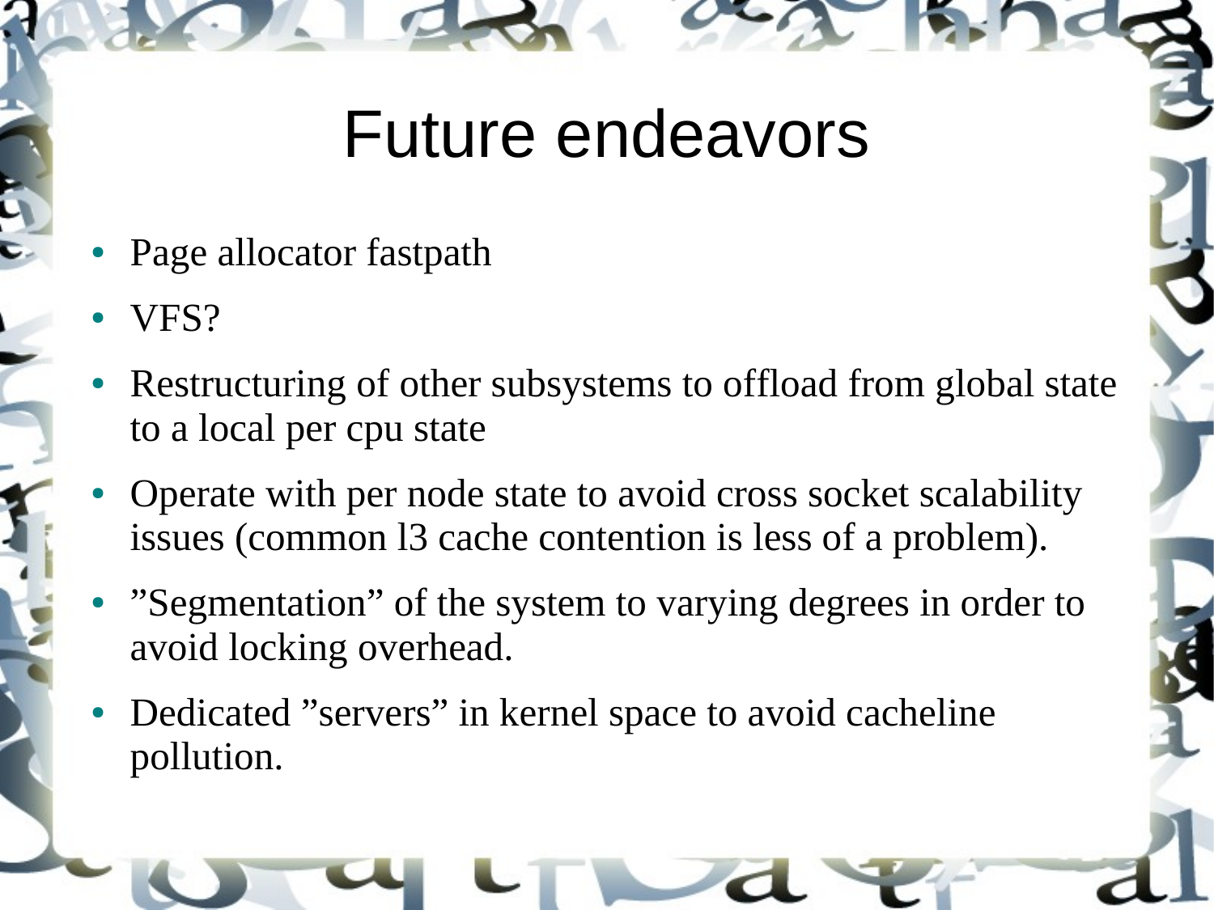# Future endeavors

- Page allocator fastpath
- VFS?
- Restructuring of other subsystems to offload from global state to a local per cpu state
- Operate with per node state to avoid cross socket scalability issues (common l3 cache contention is less of a problem).
- ”Segmentation” of the system to varying degrees in order to avoid locking overhead.
- Dedicated ”servers” in kernel space to avoid cacheline pollution.